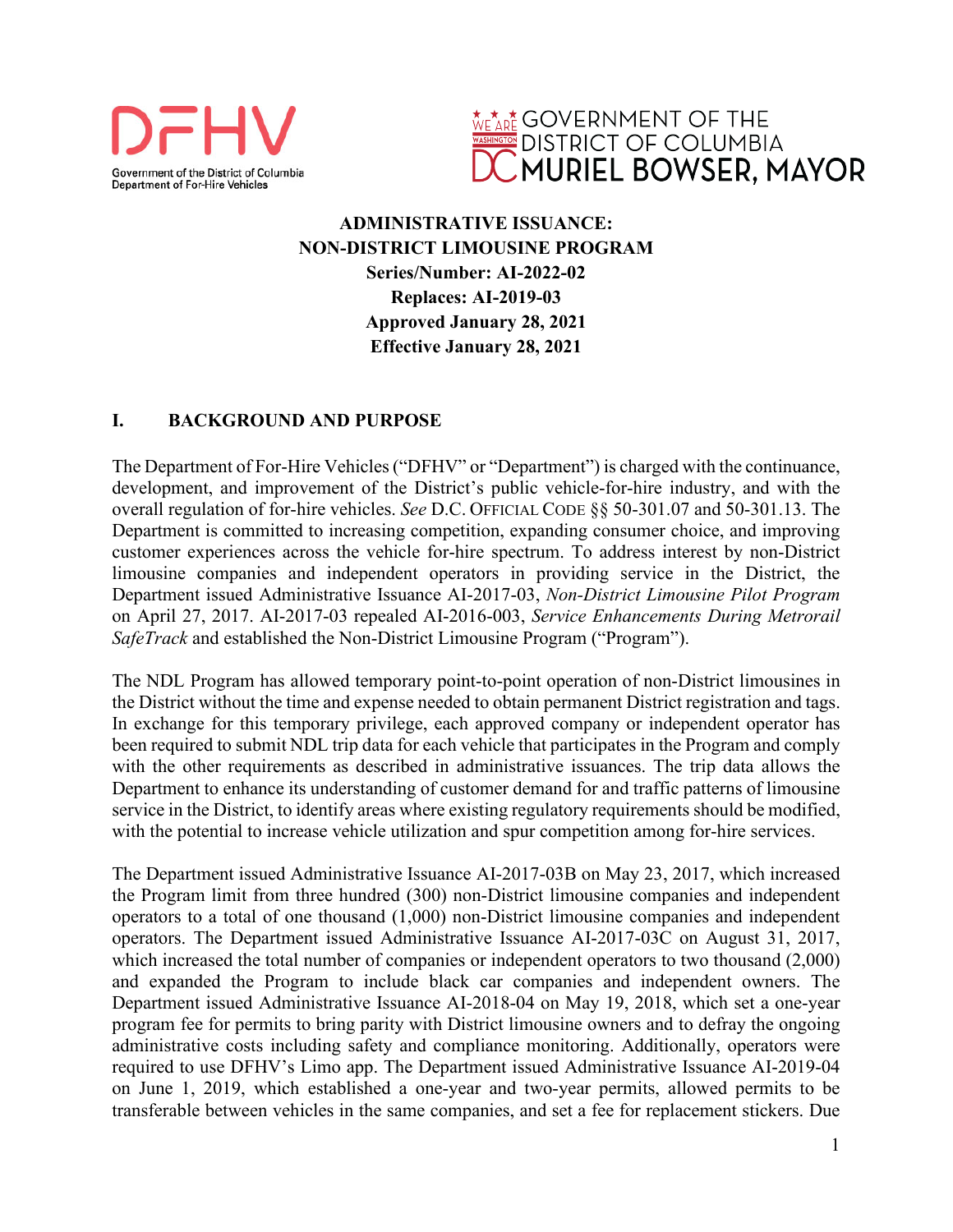DFHV
Government of the District of Columbia
Department of For-Hire Vehicles

GOVERNMENT OF THE DISTRICT OF COLUMBIA
MURIEL BOWSER, MAYOR

**ADMINISTRATIVE ISSUANCE:**
**NON-DISTRICT LIMOUSINE PROGRAM**
**Series/Number: AI-2022-02**
**Replaces: AI-2019-03**
**Approved January 28, 2021**
**Effective January 28, 2021**

## I. BACKGROUND AND PURPOSE

The Department of For-Hire Vehicles ("DFHV" or "Department") is charged with the continuance, development, and improvement of the District's public vehicle-for-hire industry, and with the overall regulation of for-hire vehicles. *See* D.C. OFFICIAL CODE §§ 50-301.07 and 50-301.13. The Department is committed to increasing competition, expanding consumer choice, and improving customer experiences across the vehicle for-hire spectrum. To address interest by non-District limousine companies and independent operators in providing service in the District, the Department issued Administrative Issuance AI-2017-03, *Non-District Limousine Pilot Program* on April 27, 2017. AI-2017-03 repealed AI-2016-003, *Service Enhancements During Metrorail SafeTrack* and established the Non-District Limousine Program ("Program").

The NDL Program has allowed temporary point-to-point operation of non-District limousines in the District without the time and expense needed to obtain permanent District registration and tags. In exchange for this temporary privilege, each approved company or independent operator has been required to submit NDL trip data for each vehicle that participates in the Program and comply with the other requirements as described in administrative issuances. The trip data allows the Department to enhance its understanding of customer demand for and traffic patterns of limousine service in the District, to identify areas where existing regulatory requirements should be modified, with the potential to increase vehicle utilization and spur competition among for-hire services.

The Department issued Administrative Issuance AI-2017-03B on May 23, 2017, which increased the Program limit from three hundred (300) non-District limousine companies and independent operators to a total of one thousand (1,000) non-District limousine companies and independent operators. The Department issued Administrative Issuance AI-2017-03C on August 31, 2017, which increased the total number of companies or independent operators to two thousand (2,000) and expanded the Program to include black car companies and independent owners. The Department issued Administrative Issuance AI-2018-04 on May 19, 2018, which set a one-year program fee for permits to bring parity with District limousine owners and to defray the ongoing administrative costs including safety and compliance monitoring. Additionally, operators were required to use DFHV's Limo app. The Department issued Administrative Issuance AI-2019-04 on June 1, 2019, which established a one-year and two-year permits, allowed permits to be transferable between vehicles in the same companies, and set a fee for replacement stickers. Due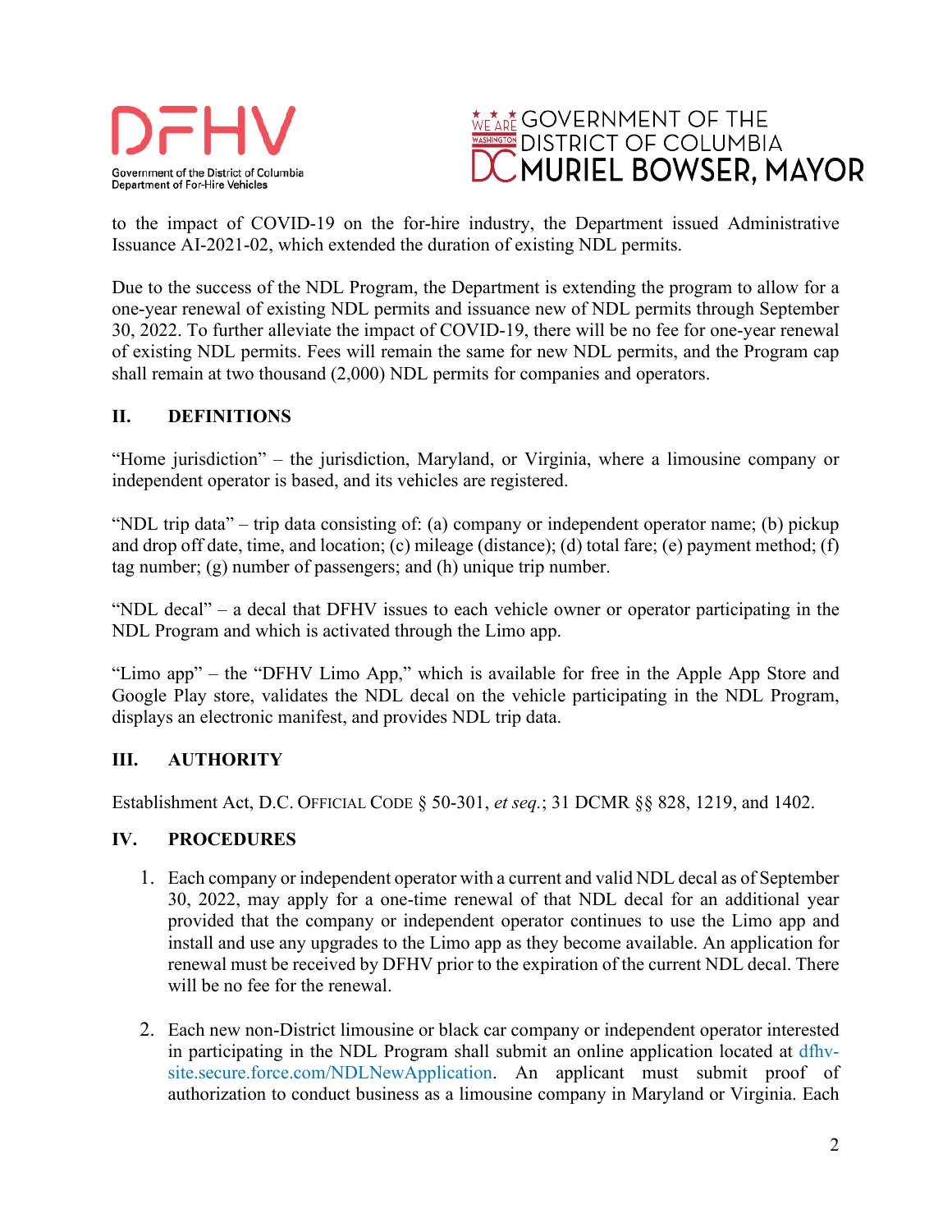to the impact of COVID-19 on the for-hire industry, the Department issued Administrative Issuance AI-2021-02, which extended the duration of existing NDL permits.

Due to the success of the NDL Program, the Department is extending the program to allow for a one-year renewal of existing NDL permits and issuance new of NDL permits through September 30, 2022. To further alleviate the impact of COVID-19, there will be no fee for one-year renewal of existing NDL permits. Fees will remain the same for new NDL permits, and the Program cap shall remain at two thousand (2,000) NDL permits for companies and operators.

## II. DEFINITIONS

"Home jurisdiction" – the jurisdiction, Maryland, or Virginia, where a limousine company or independent operator is based, and its vehicles are registered.

"NDL trip data" – trip data consisting of: (a) company or independent operator name; (b) pickup and drop off date, time, and location; (c) mileage (distance); (d) total fare; (e) payment method; (f) tag number; (g) number of passengers; and (h) unique trip number.

"NDL decal" – a decal that DFHV issues to each vehicle owner or operator participating in the NDL Program and which is activated through the Limo app.

"Limo app" – the "DFHV Limo App," which is available for free in the Apple App Store and Google Play store, validates the NDL decal on the vehicle participating in the NDL Program, displays an electronic manifest, and provides NDL trip data.

## III. AUTHORITY

Establishment Act, D.C. OFFICIAL CODE § 50-301, *et seq.*; 31 DCMR §§ 828, 1219, and 1402.

## IV. PROCEDURES

1. Each company or independent operator with a current and valid NDL decal as of September 30, 2022, may apply for a one-time renewal of that NDL decal for an additional year provided that the company or independent operator continues to use the Limo app and install and use any upgrades to the Limo app as they become available. An application for renewal must be received by DFHV prior to the expiration of the current NDL decal. There will be no fee for the renewal.

2. Each new non-District limousine or black car company or independent operator interested in participating in the NDL Program shall submit an online application located at dfhv-site.secure.force.com/NDLNewApplication. An applicant must submit proof of authorization to conduct business as a limousine company in Maryland or Virginia. Each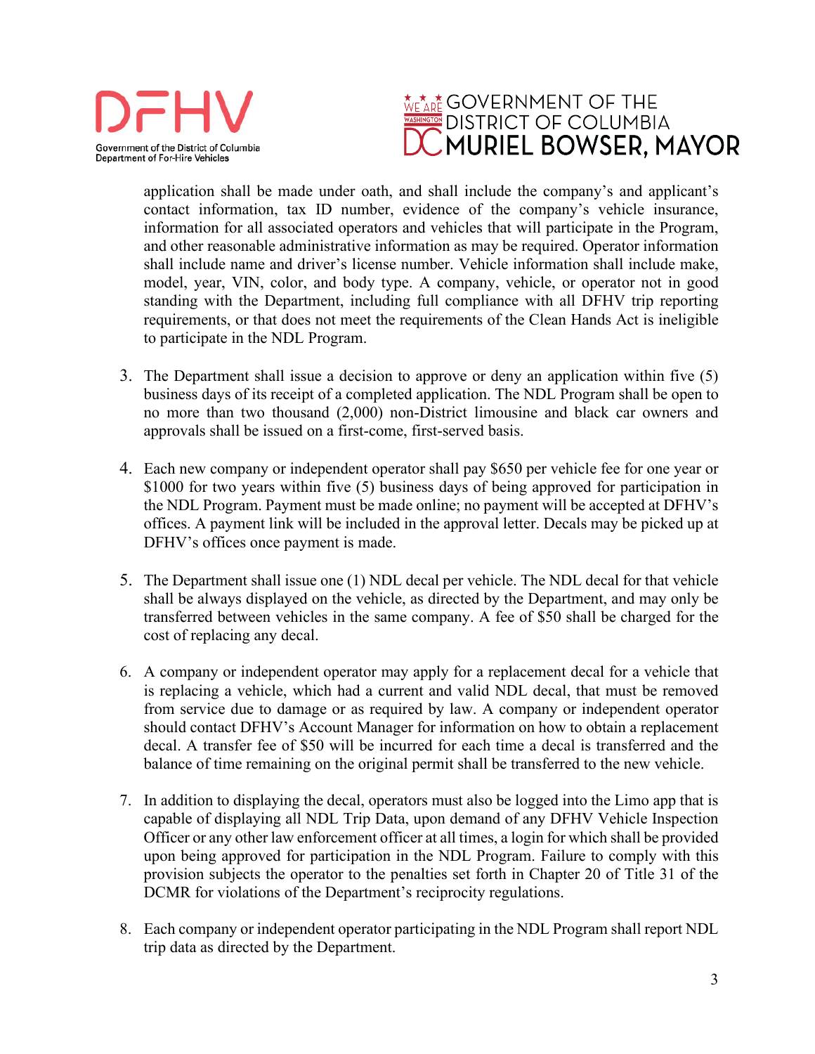application shall be made under oath, and shall include the company's and applicant's contact information, tax ID number, evidence of the company's vehicle insurance, information for all associated operators and vehicles that will participate in the Program, and other reasonable administrative information as may be required. Operator information shall include name and driver's license number. Vehicle information shall include make, model, year, VIN, color, and body type. A company, vehicle, or operator not in good standing with the Department, including full compliance with all DFHV trip reporting requirements, or that does not meet the requirements of the Clean Hands Act is ineligible to participate in the NDL Program.

3. The Department shall issue a decision to approve or deny an application within five (5) business days of its receipt of a completed application. The NDL Program shall be open to no more than two thousand (2,000) non-District limousine and black car owners and approvals shall be issued on a first-come, first-served basis.

4. Each new company or independent operator shall pay $650 per vehicle fee for one year or $1000 for two years within five (5) business days of being approved for participation in the NDL Program. Payment must be made online; no payment will be accepted at DFHV's offices. A payment link will be included in the approval letter. Decals may be picked up at DFHV's offices once payment is made.

5. The Department shall issue one (1) NDL decal per vehicle. The NDL decal for that vehicle shall be always displayed on the vehicle, as directed by the Department, and may only be transferred between vehicles in the same company. A fee of $50 shall be charged for the cost of replacing any decal.

6. A company or independent operator may apply for a replacement decal for a vehicle that is replacing a vehicle, which had a current and valid NDL decal, that must be removed from service due to damage or as required by law. A company or independent operator should contact DFHV's Account Manager for information on how to obtain a replacement decal. A transfer fee of $50 will be incurred for each time a decal is transferred and the balance of time remaining on the original permit shall be transferred to the new vehicle.

7. In addition to displaying the decal, operators must also be logged into the Limo app that is capable of displaying all NDL Trip Data, upon demand of any DFHV Vehicle Inspection Officer or any other law enforcement officer at all times, a login for which shall be provided upon being approved for participation in the NDL Program. Failure to comply with this provision subjects the operator to the penalties set forth in Chapter 20 of Title 31 of the DCMR for violations of the Department's reciprocity regulations.

8. Each company or independent operator participating in the NDL Program shall report NDL trip data as directed by the Department.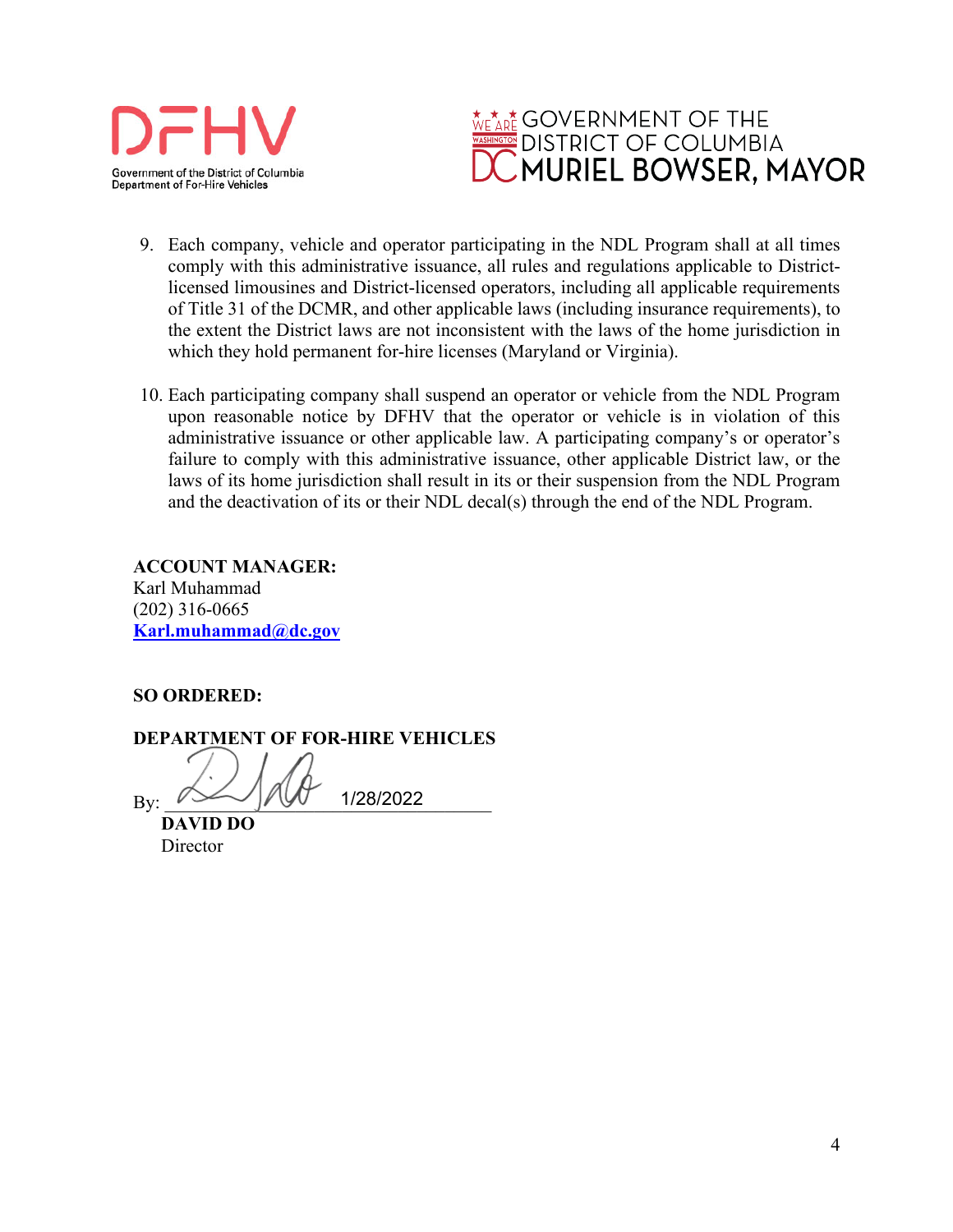9. Each company, vehicle and operator participating in the NDL Program shall at all times comply with this administrative issuance, all rules and regulations applicable to District-licensed limousines and District-licensed operators, including all applicable requirements of Title 31 of the DCMR, and other applicable laws (including insurance requirements), to the extent the District laws are not inconsistent with the laws of the home jurisdiction in which they hold permanent for-hire licenses (Maryland or Virginia).

10. Each participating company shall suspend an operator or vehicle from the NDL Program upon reasonable notice by DFHV that the operator or vehicle is in violation of this administrative issuance or other applicable law. A participating company's or operator's failure to comply with this administrative issuance, other applicable District law, or the laws of its home jurisdiction shall result in its or their suspension from the NDL Program and the deactivation of its or their NDL decal(s) through the end of the NDL Program.

**ACCOUNT MANAGER:**
Karl Muhammad
(202) 316-0665
**Karl.muhammad@dc.gov**

**SO ORDERED:**

**DEPARTMENT OF FOR-HIRE VEHICLES**

By: ______________ 1/28/2022

**DAVID DO**
Director